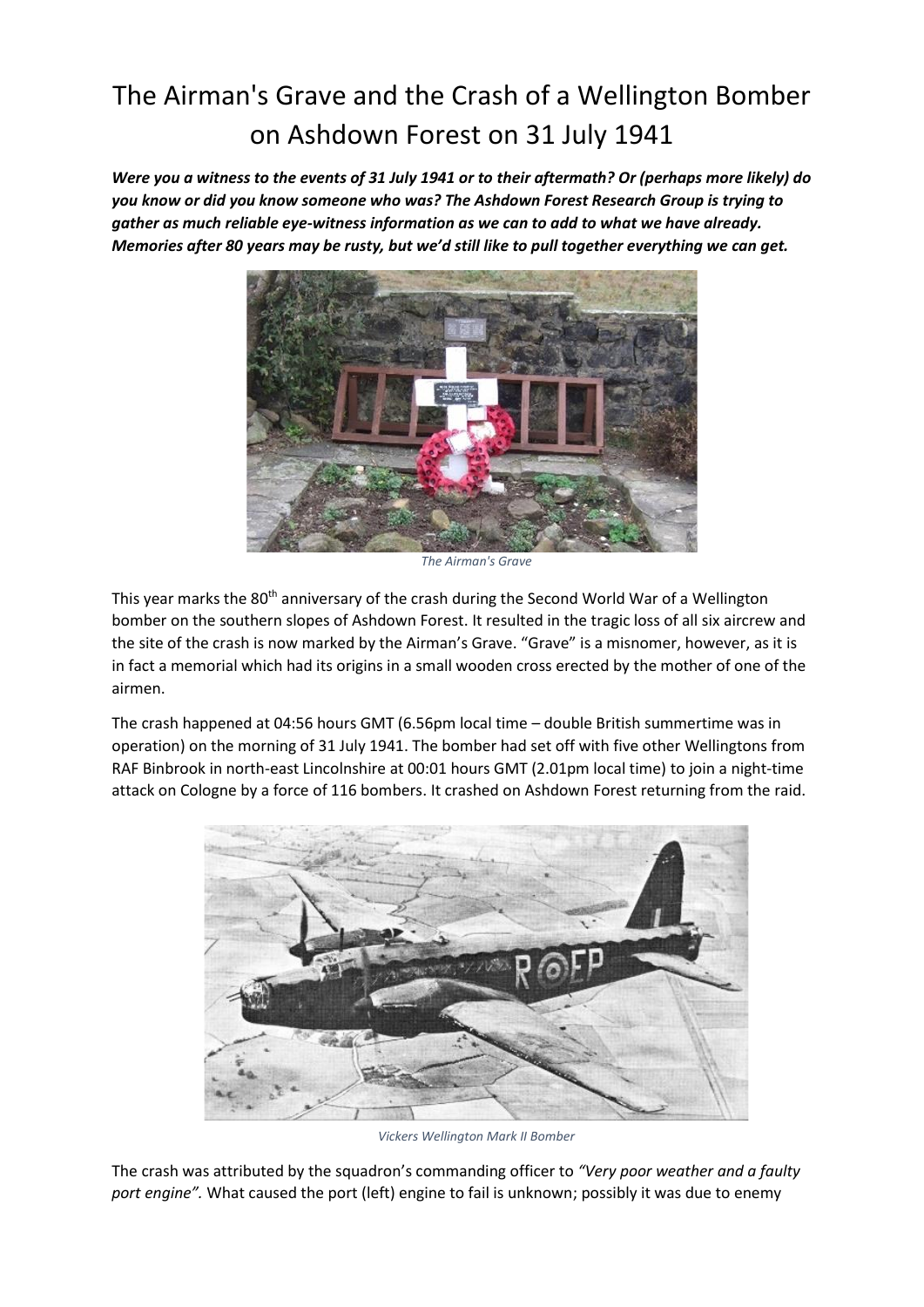# The Airman's Grave and the Crash of a Wellington Bomber on Ashdown Forest on 31 July 1941

***Were you a witness to the events of 31 July 1941 or to their aftermath? Or (perhaps more likely) do you know or did you know someone who was? The Ashdown Forest Research Group is trying to gather as much reliable eye-witness information as we can to add to what we have already. Memories after 80 years may be rusty, but we'd still like to pull together everything we can get.***

*The Airman's Grave*

This year marks the 80th anniversary of the crash during the Second World War of a Wellington bomber on the southern slopes of Ashdown Forest. It resulted in the tragic loss of all six aircrew and the site of the crash is now marked by the Airman's Grave. "Grave" is a misnomer, however, as it is in fact a memorial which had its origins in a small wooden cross erected by the mother of one of the airmen.

The crash happened at 04:56 hours GMT (6.56pm local time – double British summertime was in operation) on the morning of 31 July 1941. The bomber had set off with five other Wellingtons from RAF Binbrook in north-east Lincolnshire at 00:01 hours GMT (2.01pm local time) to join a night-time attack on Cologne by a force of 116 bombers. It crashed on Ashdown Forest returning from the raid.

*Vickers Wellington Mark II Bomber*

The crash was attributed by the squadron's commanding officer to *"Very poor weather and a faulty port engine"*. What caused the port (left) engine to fail is unknown; possibly it was due to enemy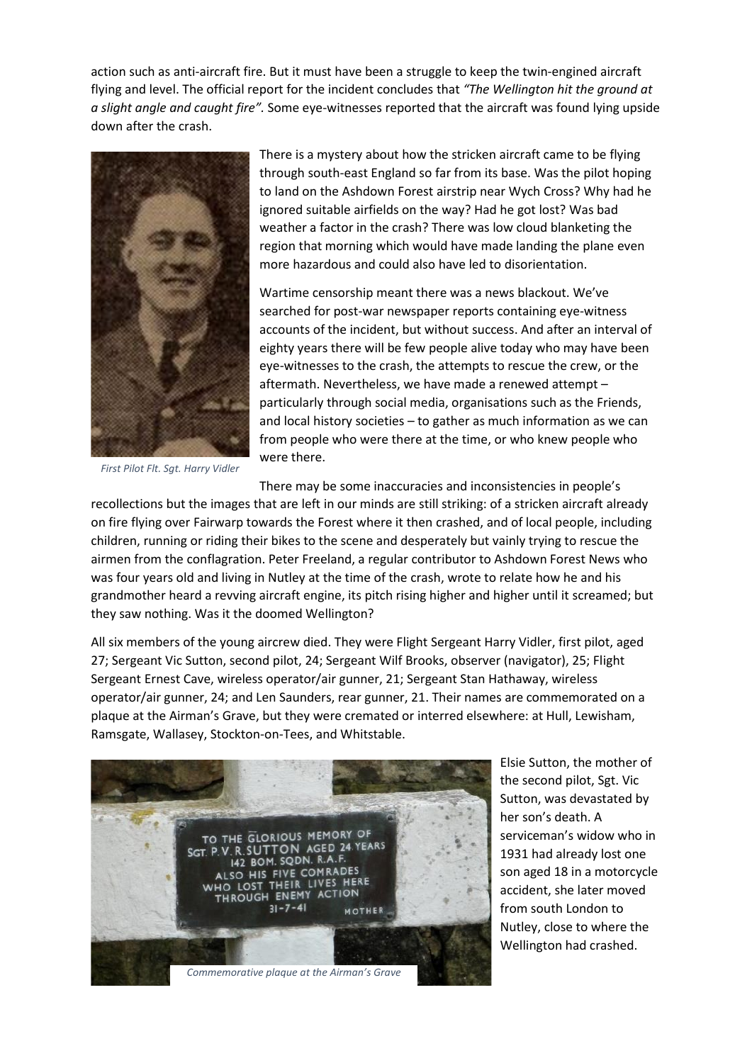action such as anti-aircraft fire. But it must have been a struggle to keep the twin-engined aircraft flying and level. The official report for the incident concludes that *"The Wellington hit the ground at a slight angle and caught fire"*. Some eye-witnesses reported that the aircraft was found lying upside down after the crash.

*First Pilot Flt. Sgt. Harry Vidler*

There is a mystery about how the stricken aircraft came to be flying through south-east England so far from its base. Was the pilot hoping to land on the Ashdown Forest airstrip near Wych Cross? Why had he ignored suitable airfields on the way? Had he got lost? Was bad weather a factor in the crash? There was low cloud blanketing the region that morning which would have made landing the plane even more hazardous and could also have led to disorientation.

Wartime censorship meant there was a news blackout. We've searched for post-war newspaper reports containing eye-witness accounts of the incident, but without success. And after an interval of eighty years there will be few people alive today who may have been eye-witnesses to the crash, the attempts to rescue the crew, or the aftermath. Nevertheless, we have made a renewed attempt – particularly through social media, organisations such as the Friends, and local history societies – to gather as much information as we can from people who were there at the time, or who knew people who were there.

There may be some inaccuracies and inconsistencies in people's recollections but the images that are left in our minds are still striking: of a stricken aircraft already on fire flying over Fairwarp towards the Forest where it then crashed, and of local people, including children, running or riding their bikes to the scene and desperately but vainly trying to rescue the airmen from the conflagration. Peter Freeland, a regular contributor to Ashdown Forest News who was four years old and living in Nutley at the time of the crash, wrote to relate how he and his grandmother heard a revving aircraft engine, its pitch rising higher and higher until it screamed; but they saw nothing. Was it the doomed Wellington?

All six members of the young aircrew died. They were Flight Sergeant Harry Vidler, first pilot, aged 27; Sergeant Vic Sutton, second pilot, 24; Sergeant Wilf Brooks, observer (navigator), 25; Flight Sergeant Ernest Cave, wireless operator/air gunner, 21; Sergeant Stan Hathaway, wireless operator/air gunner, 24; and Len Saunders, rear gunner, 21. Their names are commemorated on a plaque at the Airman's Grave, but they were cremated or interred elsewhere: at Hull, Lewisham, Ramsgate, Wallasey, Stockton-on-Tees, and Whitstable.

TO THE GLORIOUS MEMORY OF
SGT. P.V.R. SUTTON AGED 24 YEARS
142 BOM. SQDN. R.A.F.
ALSO HIS FIVE COMRADES
WHO LOST THEIR LIVES HERE
THROUGH ENEMY ACTION
31-7-41 MOTHER

*Commemorative plaque at the Airman's Grave*

Elsie Sutton, the mother of the second pilot, Sgt. Vic Sutton, was devastated by her son's death. A serviceman's widow who in 1931 had already lost one son aged 18 in a motorcycle accident, she later moved from south London to Nutley, close to where the Wellington had crashed.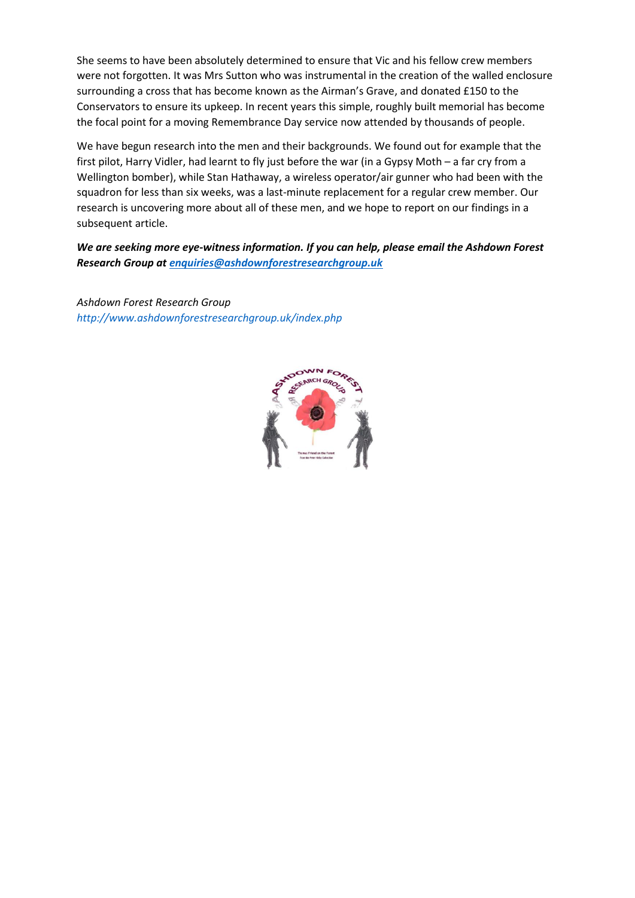She seems to have been absolutely determined to ensure that Vic and his fellow crew members were not forgotten. It was Mrs Sutton who was instrumental in the creation of the walled enclosure surrounding a cross that has become known as the Airman's Grave, and donated £150 to the Conservators to ensure its upkeep. In recent years this simple, roughly built memorial has become the focal point for a moving Remembrance Day service now attended by thousands of people.

We have begun research into the men and their backgrounds. We found out for example that the first pilot, Harry Vidler, had learnt to fly just before the war (in a Gypsy Moth – a far cry from a Wellington bomber), while Stan Hathaway, a wireless operator/air gunner who had been with the squadron for less than six weeks, was a last-minute replacement for a regular crew member. Our research is uncovering more about all of these men, and we hope to report on our findings in a subsequent article.

***We are seeking more eye-witness information. If you can help, please email the Ashdown Forest Research Group at enquiries@ashdownforestresearchgroup.uk***

*Ashdown Forest Research Group*
*http://www.ashdownforestresearchgroup.uk/index.php*